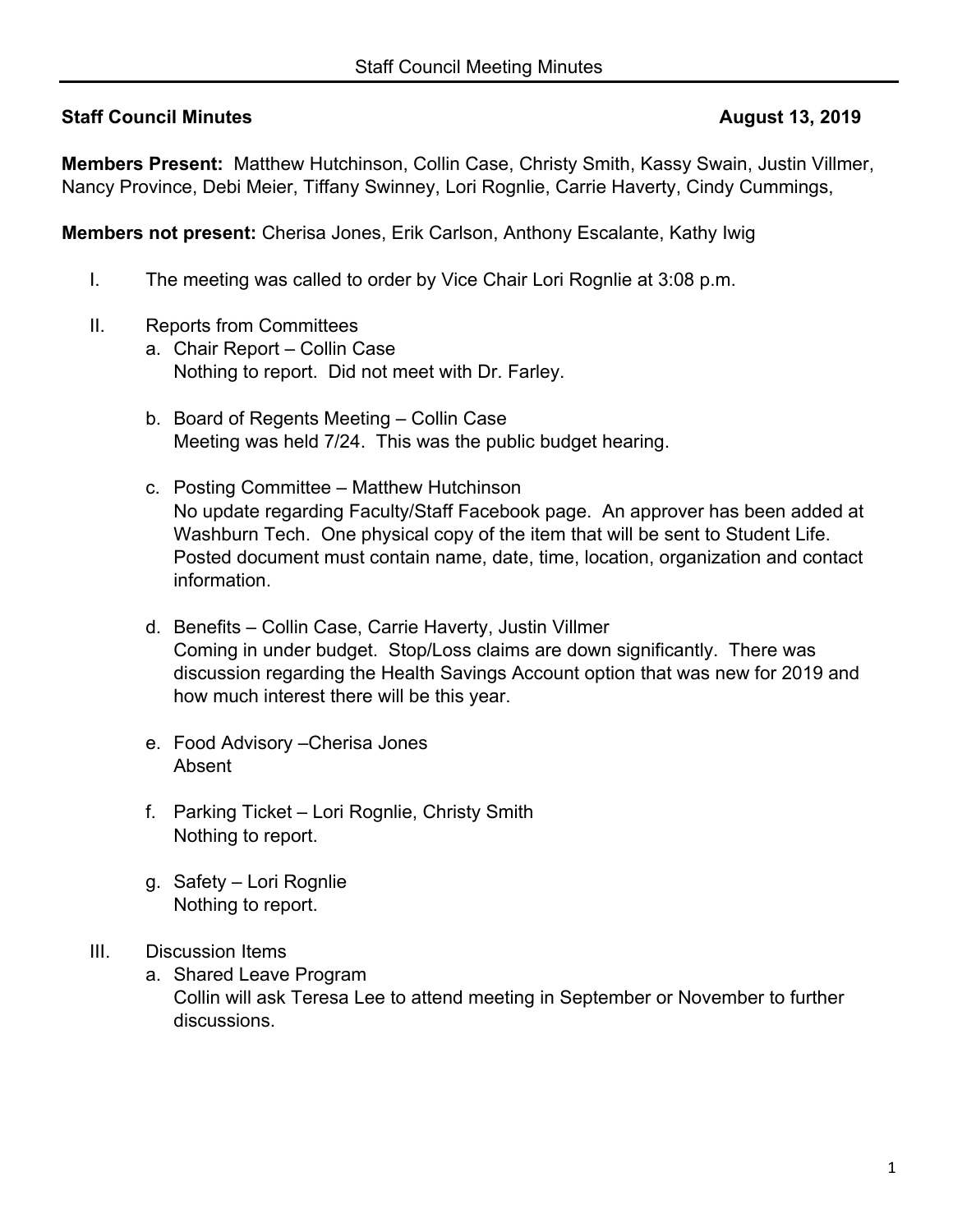**Staff Council Minutes** **August 13, 2019**

**Members Present:** Matthew Hutchinson, Collin Case, Christy Smith, Kassy Swain, Justin Villmer, Nancy Province, Debi Meier, Tiffany Swinney, Lori Rognlie, Carrie Haverty, Cindy Cummings,

**Members not present:** Cherisa Jones, Erik Carlson, Anthony Escalante, Kathy Iwig

I. The meeting was called to order by Vice Chair Lori Rognlie at 3:08 p.m.

II. Reports from Committees

   a. Chair Report – Collin Case
      Nothing to report. Did not meet with Dr. Farley.

   b. Board of Regents Meeting – Collin Case
      Meeting was held 7/24. This was the public budget hearing.

   c. Posting Committee – Matthew Hutchinson
      No update regarding Faculty/Staff Facebook page. An approver has been added at Washburn Tech. One physical copy of the item that will be sent to Student Life. Posted document must contain name, date, time, location, organization and contact information.

   d. Benefits – Collin Case, Carrie Haverty, Justin Villmer
      Coming in under budget. Stop/Loss claims are down significantly. There was discussion regarding the Health Savings Account option that was new for 2019 and how much interest there will be this year.

   e. Food Advisory –Cherisa Jones
      Absent

   f. Parking Ticket – Lori Rognlie, Christy Smith
      Nothing to report.

   g. Safety – Lori Rognlie
      Nothing to report.

III. Discussion Items

   a. Shared Leave Program
      Collin will ask Teresa Lee to attend meeting in September or November to further discussions.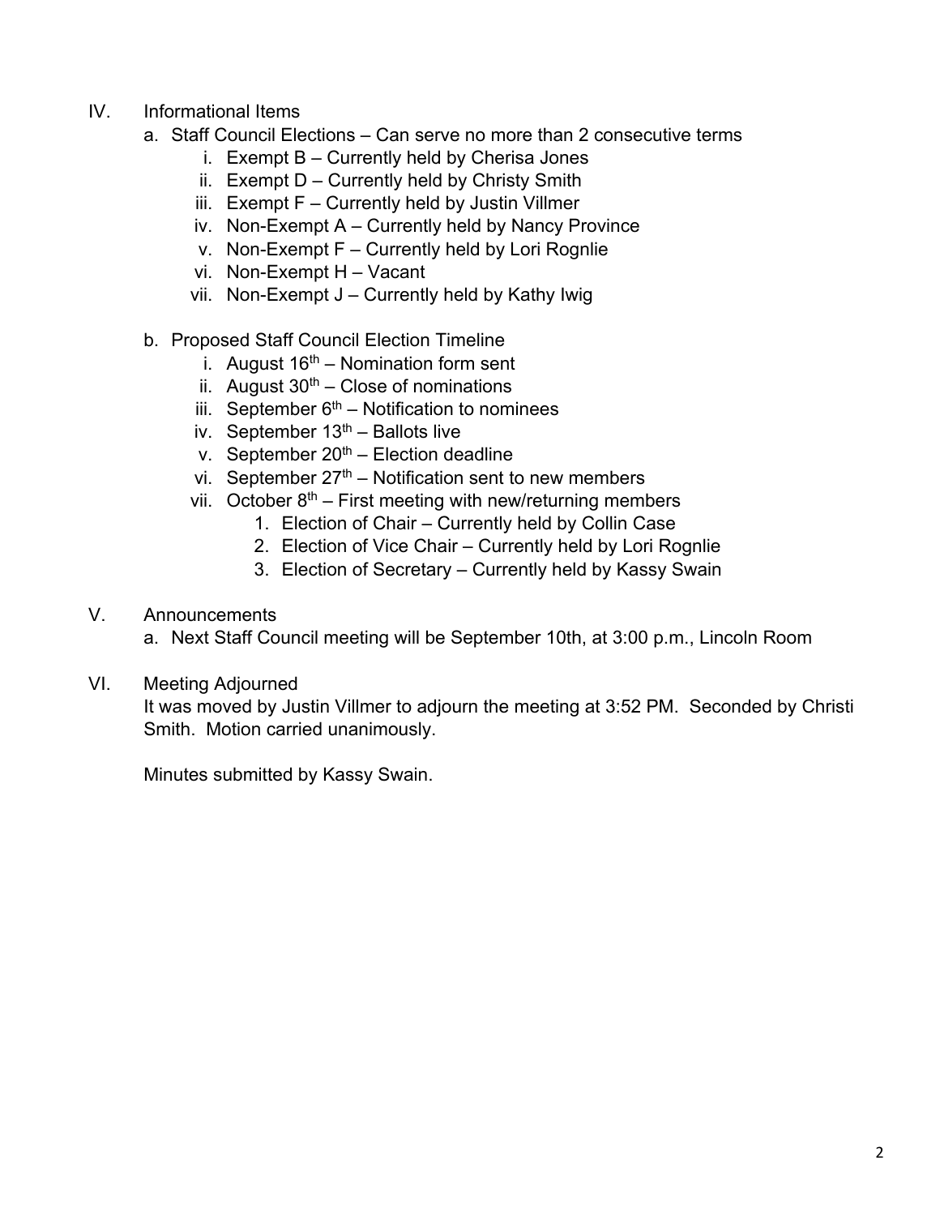IV. Informational Items

a. Staff Council Elections – Can serve no more than 2 consecutive terms

i. Exempt B – Currently held by Cherisa Jones
ii. Exempt D – Currently held by Christy Smith
iii. Exempt F – Currently held by Justin Villmer
iv. Non-Exempt A – Currently held by Nancy Province
v. Non-Exempt F – Currently held by Lori Rognlie
vi. Non-Exempt H – Vacant
vii. Non-Exempt J – Currently held by Kathy Iwig

b. Proposed Staff Council Election Timeline

i. August 16th – Nomination form sent
ii. August 30th – Close of nominations
iii. September 6th – Notification to nominees
iv. September 13th – Ballots live
v. September 20th – Election deadline
vi. September 27th – Notification sent to new members
vii. October 8th – First meeting with new/returning members

1. Election of Chair – Currently held by Collin Case
2. Election of Vice Chair – Currently held by Lori Rognlie
3. Election of Secretary – Currently held by Kassy Swain

V. Announcements

a. Next Staff Council meeting will be September 10th, at 3:00 p.m., Lincoln Room

VI. Meeting Adjourned

It was moved by Justin Villmer to adjourn the meeting at 3:52 PM. Seconded by Christi Smith. Motion carried unanimously.

Minutes submitted by Kassy Swain.